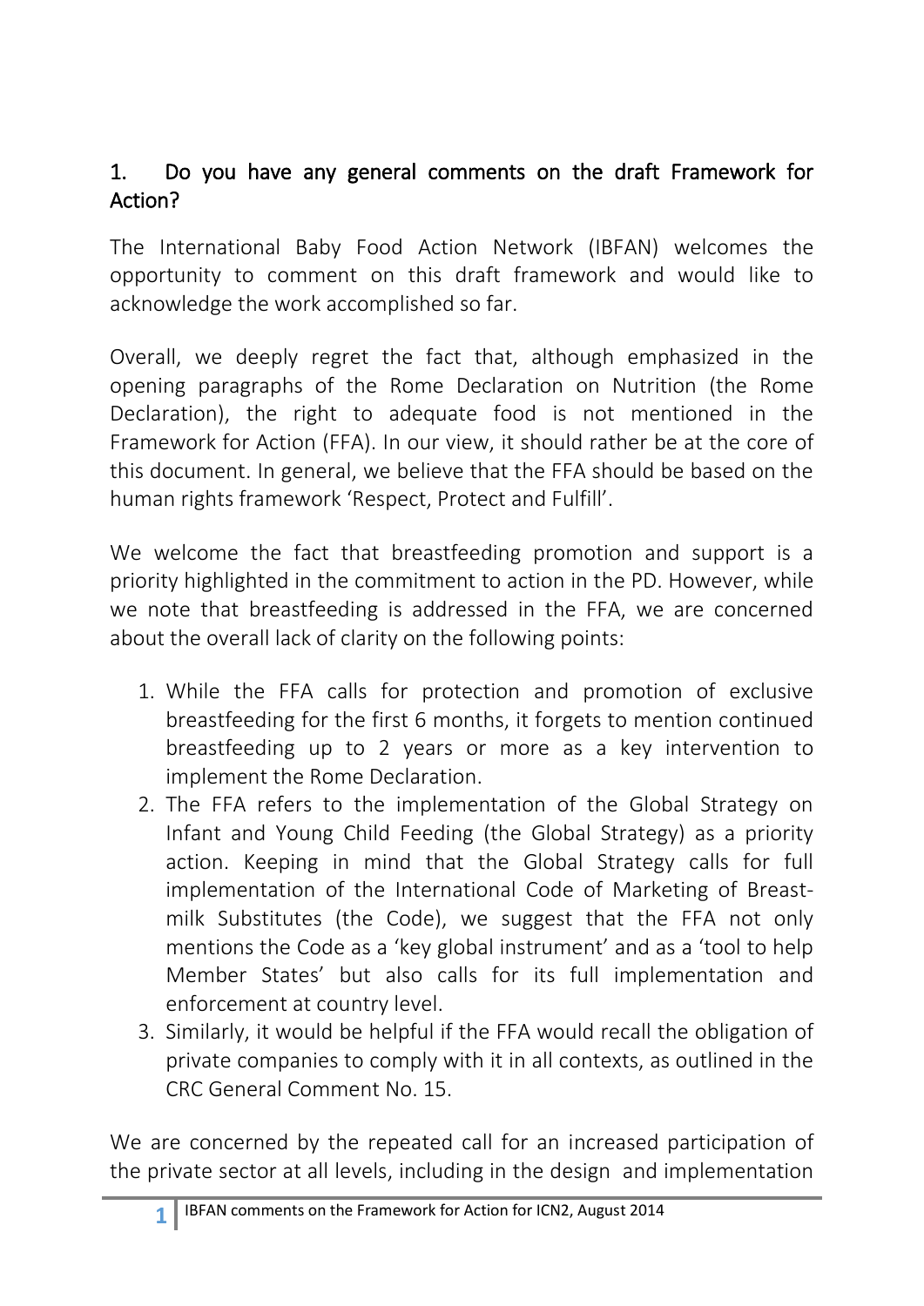## 1. Do you have any general comments on the draft Framework for Action?

The International Baby Food Action Network (IBFAN) welcomes the opportunity to comment on this draft framework and would like to acknowledge the work accomplished so far.

Overall, we deeply regret the fact that, although emphasized in the opening paragraphs of the Rome Declaration on Nutrition (the Rome Declaration), the right to adequate food is not mentioned in the Framework for Action (FFA). In our view, it should rather be at the core of this document. In general, we believe that the FFA should be based on the human rights framework 'Respect, Protect and Fulfill'.

We welcome the fact that breastfeeding promotion and support is a priority highlighted in the commitment to action in the PD. However, while we note that breastfeeding is addressed in the FFA, we are concerned about the overall lack of clarity on the following points:

1. While the FFA calls for protection and promotion of exclusive breastfeeding for the first 6 months, it forgets to mention continued breastfeeding up to 2 years or more as a key intervention to implement the Rome Declaration.
2. The FFA refers to the implementation of the Global Strategy on Infant and Young Child Feeding (the Global Strategy) as a priority action. Keeping in mind that the Global Strategy calls for full implementation of the International Code of Marketing of Breast-milk Substitutes (the Code), we suggest that the FFA not only mentions the Code as a 'key global instrument' and as a 'tool to help Member States' but also calls for its full implementation and enforcement at country level.
3. Similarly, it would be helpful if the FFA would recall the obligation of private companies to comply with it in all contexts, as outlined in the CRC General Comment No. 15.

We are concerned by the repeated call for an increased participation of the private sector at all levels, including in the design and implementation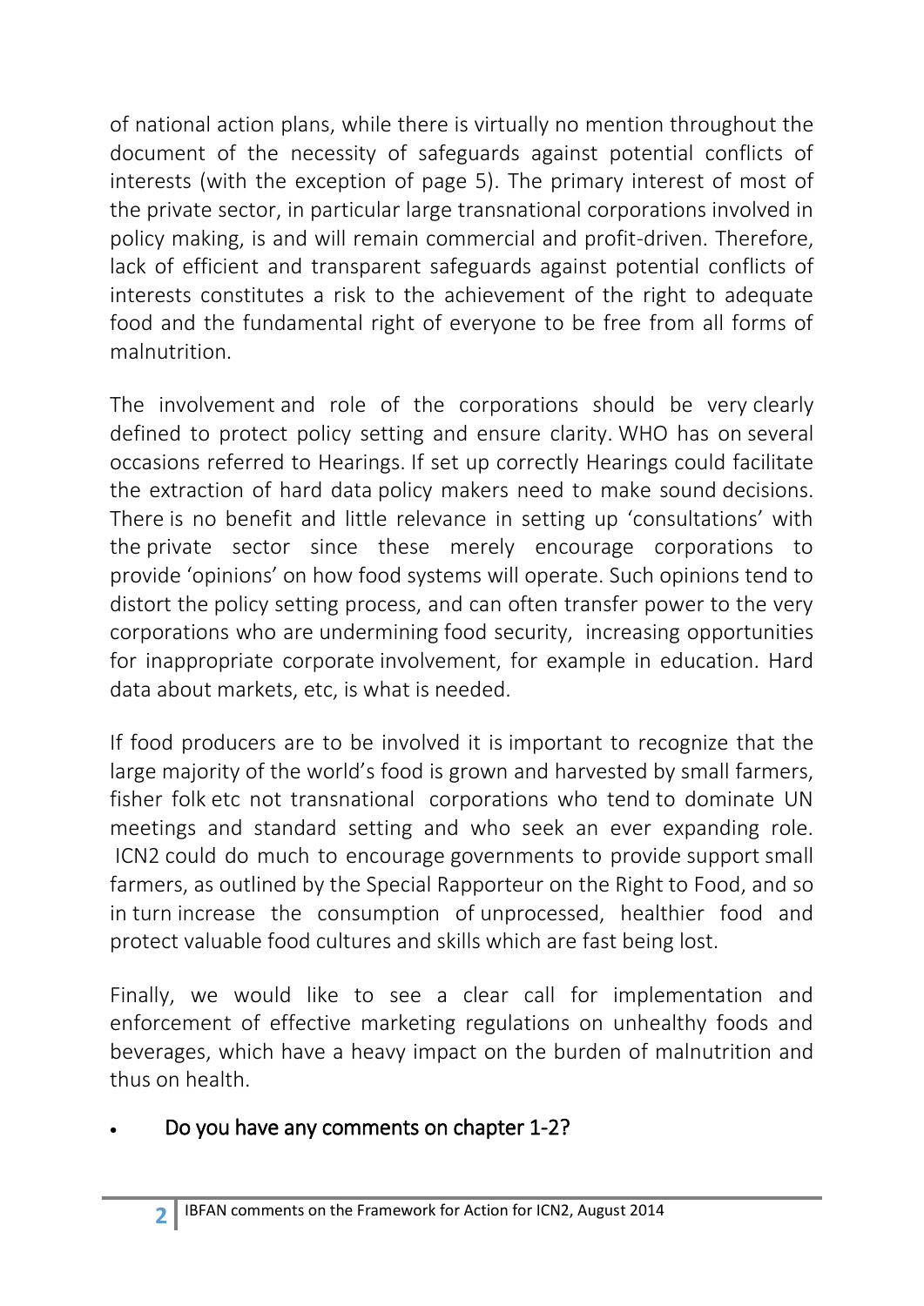of national action plans, while there is virtually no mention throughout the document of the necessity of safeguards against potential conflicts of interests (with the exception of page 5). The primary interest of most of the private sector, in particular large transnational corporations involved in policy making, is and will remain commercial and profit-driven. Therefore, lack of efficient and transparent safeguards against potential conflicts of interests constitutes a risk to the achievement of the right to adequate food and the fundamental right of everyone to be free from all forms of malnutrition.

The involvement and role of the corporations should be very clearly defined to protect policy setting and ensure clarity. WHO has on several occasions referred to Hearings. If set up correctly Hearings could facilitate the extraction of hard data policy makers need to make sound decisions. There is no benefit and little relevance in setting up 'consultations' with the private sector since these merely encourage corporations to provide 'opinions' on how food systems will operate. Such opinions tend to distort the policy setting process, and can often transfer power to the very corporations who are undermining food security, increasing opportunities for inappropriate corporate involvement, for example in education. Hard data about markets, etc, is what is needed.

If food producers are to be involved it is important to recognize that the large majority of the world's food is grown and harvested by small farmers, fisher folk etc not transnational corporations who tend to dominate UN meetings and standard setting and who seek an ever expanding role. ICN2 could do much to encourage governments to provide support small farmers, as outlined by the Special Rapporteur on the Right to Food, and so in turn increase the consumption of unprocessed, healthier food and protect valuable food cultures and skills which are fast being lost.

Finally, we would like to see a clear call for implementation and enforcement of effective marketing regulations on unhealthy foods and beverages, which have a heavy impact on the burden of malnutrition and thus on health.

- Do you have any comments on chapter 1-2?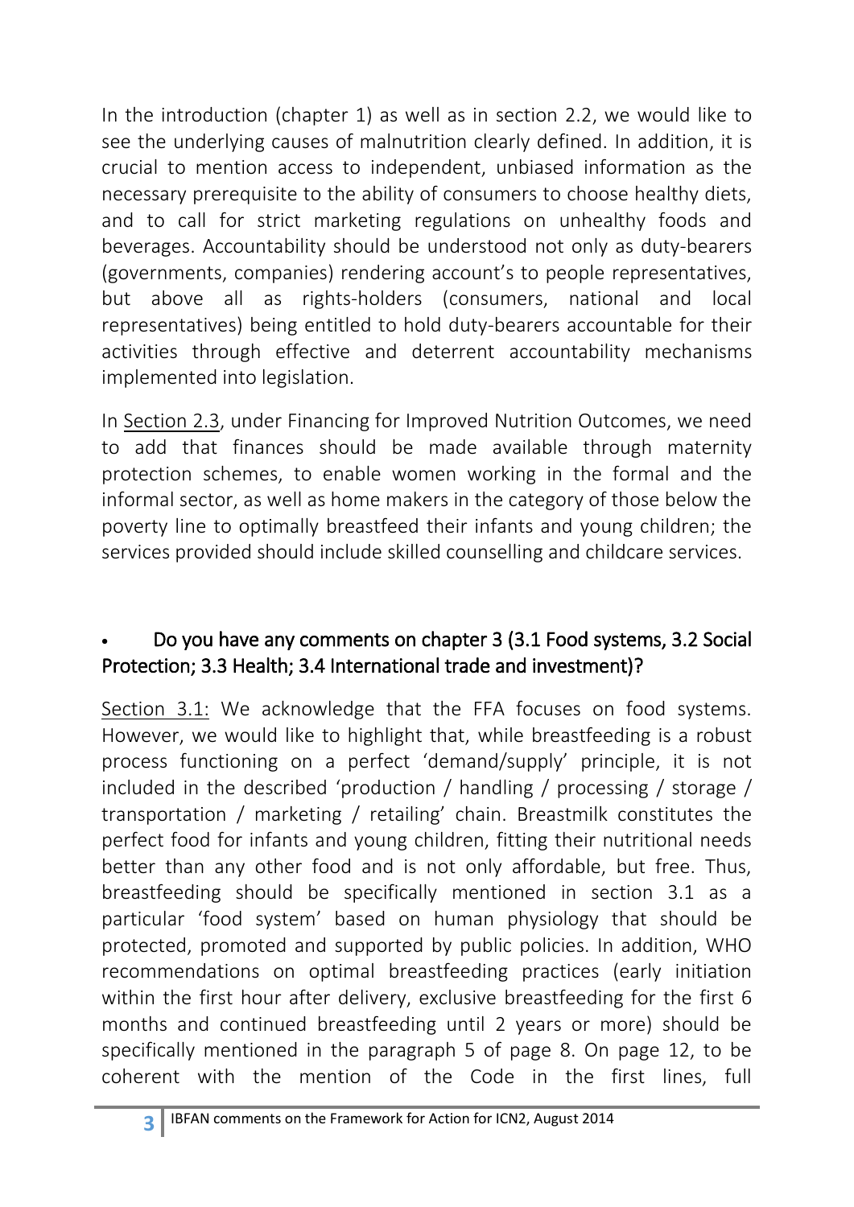In the introduction (chapter 1) as well as in section 2.2, we would like to see the underlying causes of malnutrition clearly defined. In addition, it is crucial to mention access to independent, unbiased information as the necessary prerequisite to the ability of consumers to choose healthy diets, and to call for strict marketing regulations on unhealthy foods and beverages. Accountability should be understood not only as duty-bearers (governments, companies) rendering account's to people representatives, but above all as rights-holders (consumers, national and local representatives) being entitled to hold duty-bearers accountable for their activities through effective and deterrent accountability mechanisms implemented into legislation.

In Section 2.3, under Financing for Improved Nutrition Outcomes, we need to add that finances should be made available through maternity protection schemes, to enable women working in the formal and the informal sector, as well as home makers in the category of those below the poverty line to optimally breastfeed their infants and young children; the services provided should include skilled counselling and childcare services.

- **Do you have any comments on chapter 3 (3.1 Food systems, 3.2 Social Protection; 3.3 Health; 3.4 International trade and investment)?**

Section 3.1: We acknowledge that the FFA focuses on food systems. However, we would like to highlight that, while breastfeeding is a robust process functioning on a perfect 'demand/supply' principle, it is not included in the described 'production / handling / processing / storage / transportation / marketing / retailing' chain. Breastmilk constitutes the perfect food for infants and young children, fitting their nutritional needs better than any other food and is not only affordable, but free. Thus, breastfeeding should be specifically mentioned in section 3.1 as a particular 'food system' based on human physiology that should be protected, promoted and supported by public policies. In addition, WHO recommendations on optimal breastfeeding practices (early initiation within the first hour after delivery, exclusive breastfeeding for the first 6 months and continued breastfeeding until 2 years or more) should be specifically mentioned in the paragraph 5 of page 8. On page 12, to be coherent with the mention of the Code in the first lines, full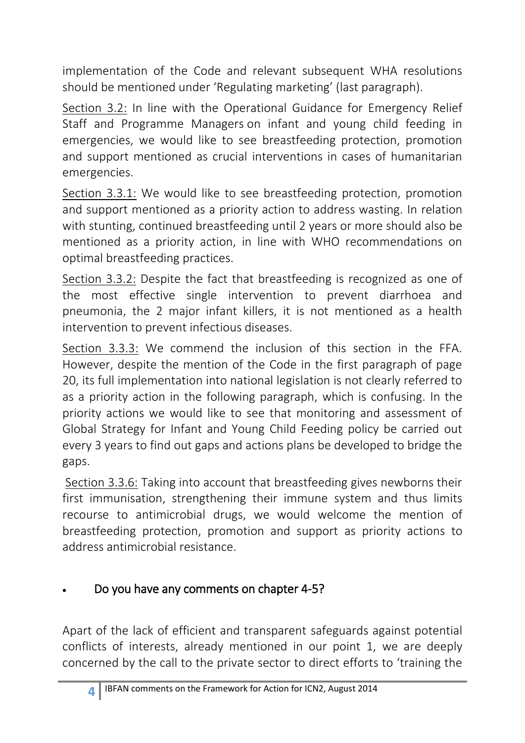implementation of the Code and relevant subsequent WHA resolutions should be mentioned under 'Regulating marketing' (last paragraph).

Section 3.2: In line with the Operational Guidance for Emergency Relief Staff and Programme Managers on infant and young child feeding in emergencies, we would like to see breastfeeding protection, promotion and support mentioned as crucial interventions in cases of humanitarian emergencies.

Section 3.3.1: We would like to see breastfeeding protection, promotion and support mentioned as a priority action to address wasting. In relation with stunting, continued breastfeeding until 2 years or more should also be mentioned as a priority action, in line with WHO recommendations on optimal breastfeeding practices.

Section 3.3.2: Despite the fact that breastfeeding is recognized as one of the most effective single intervention to prevent diarrhoea and pneumonia, the 2 major infant killers, it is not mentioned as a health intervention to prevent infectious diseases.

Section 3.3.3: We commend the inclusion of this section in the FFA. However, despite the mention of the Code in the first paragraph of page 20, its full implementation into national legislation is not clearly referred to as a priority action in the following paragraph, which is confusing. In the priority actions we would like to see that monitoring and assessment of Global Strategy for Infant and Young Child Feeding policy be carried out every 3 years to find out gaps and actions plans be developed to bridge the gaps.

Section 3.3.6: Taking into account that breastfeeding gives newborns their first immunisation, strengthening their immune system and thus limits recourse to antimicrobial drugs, we would welcome the mention of breastfeeding protection, promotion and support as priority actions to address antimicrobial resistance.

- **Do you have any comments on chapter 4-5?**

Apart of the lack of efficient and transparent safeguards against potential conflicts of interests, already mentioned in our point 1, we are deeply concerned by the call to the private sector to direct efforts to 'training the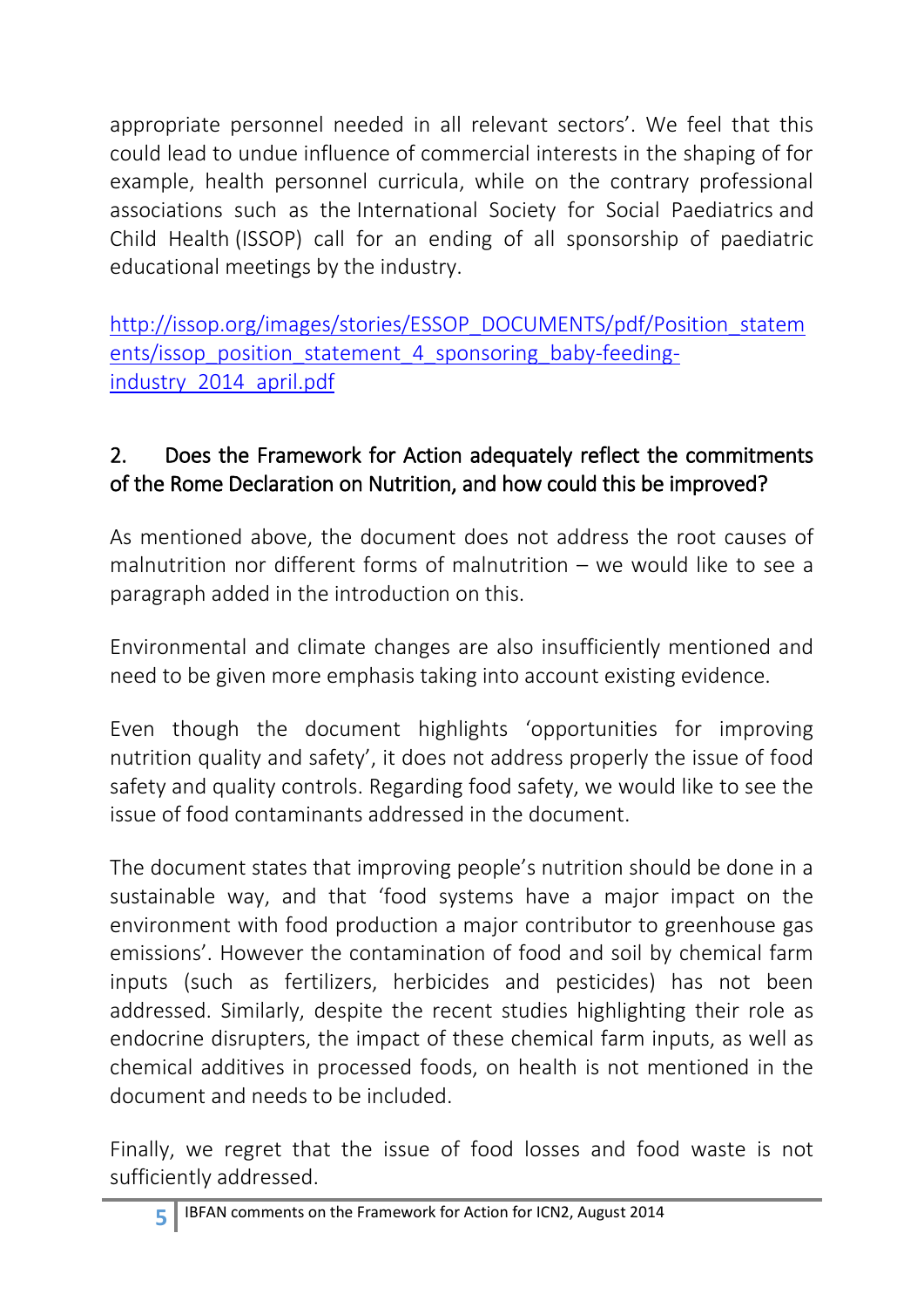appropriate personnel needed in all relevant sectors'. We feel that this could lead to undue influence of commercial interests in the shaping of for example, health personnel curricula, while on the contrary professional associations such as the International Society for Social Paediatrics and Child Health (ISSOP) call for an ending of all sponsorship of paediatric educational meetings by the industry.

http://issop.org/images/stories/ESSOP_DOCUMENTS/pdf/Position_statements/issop_position_statement_4_sponsoring_baby-feeding-industry_2014_april.pdf

## 2. Does the Framework for Action adequately reflect the commitments of the Rome Declaration on Nutrition, and how could this be improved?

As mentioned above, the document does not address the root causes of malnutrition nor different forms of malnutrition – we would like to see a paragraph added in the introduction on this.

Environmental and climate changes are also insufficiently mentioned and need to be given more emphasis taking into account existing evidence.

Even though the document highlights 'opportunities for improving nutrition quality and safety', it does not address properly the issue of food safety and quality controls. Regarding food safety, we would like to see the issue of food contaminants addressed in the document.

The document states that improving people's nutrition should be done in a sustainable way, and that 'food systems have a major impact on the environment with food production a major contributor to greenhouse gas emissions'. However the contamination of food and soil by chemical farm inputs (such as fertilizers, herbicides and pesticides) has not been addressed. Similarly, despite the recent studies highlighting their role as endocrine disrupters, the impact of these chemical farm inputs, as well as chemical additives in processed foods, on health is not mentioned in the document and needs to be included.

Finally, we regret that the issue of food losses and food waste is not sufficiently addressed.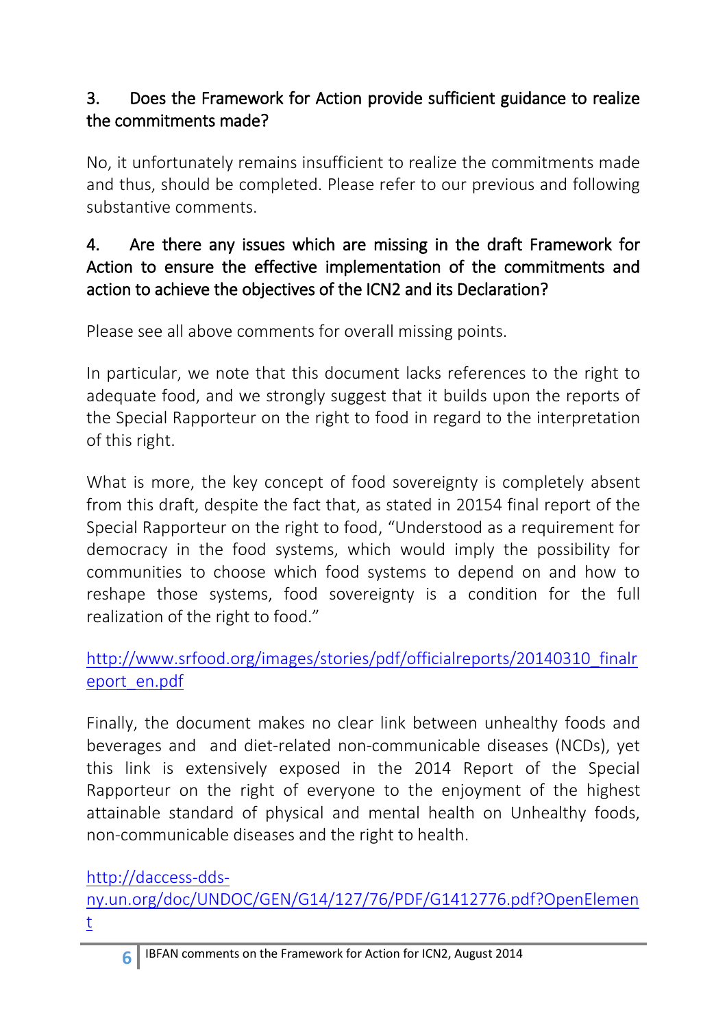### 3. Does the Framework for Action provide sufficient guidance to realize the commitments made?

No, it unfortunately remains insufficient to realize the commitments made and thus, should be completed. Please refer to our previous and following substantive comments.

### 4. Are there any issues which are missing in the draft Framework for Action to ensure the effective implementation of the commitments and action to achieve the objectives of the ICN2 and its Declaration?

Please see all above comments for overall missing points.

In particular, we note that this document lacks references to the right to adequate food, and we strongly suggest that it builds upon the reports of the Special Rapporteur on the right to food in regard to the interpretation of this right.

What is more, the key concept of food sovereignty is completely absent from this draft, despite the fact that, as stated in 20154 final report of the Special Rapporteur on the right to food, "Understood as a requirement for democracy in the food systems, which would imply the possibility for communities to choose which food systems to depend on and how to reshape those systems, food sovereignty is a condition for the full realization of the right to food."

http://www.srfood.org/images/stories/pdf/officialreports/20140310_finalreport_en.pdf

Finally, the document makes no clear link between unhealthy foods and beverages and  and diet-related non-communicable diseases (NCDs), yet this link is extensively exposed in the 2014 Report of the Special Rapporteur on the right of everyone to the enjoyment of the highest attainable standard of physical and mental health on Unhealthy foods, non-communicable diseases and the right to health.

http://daccess-dds-ny.un.org/doc/UNDOC/GEN/G14/127/76/PDF/G1412776.pdf?OpenElement